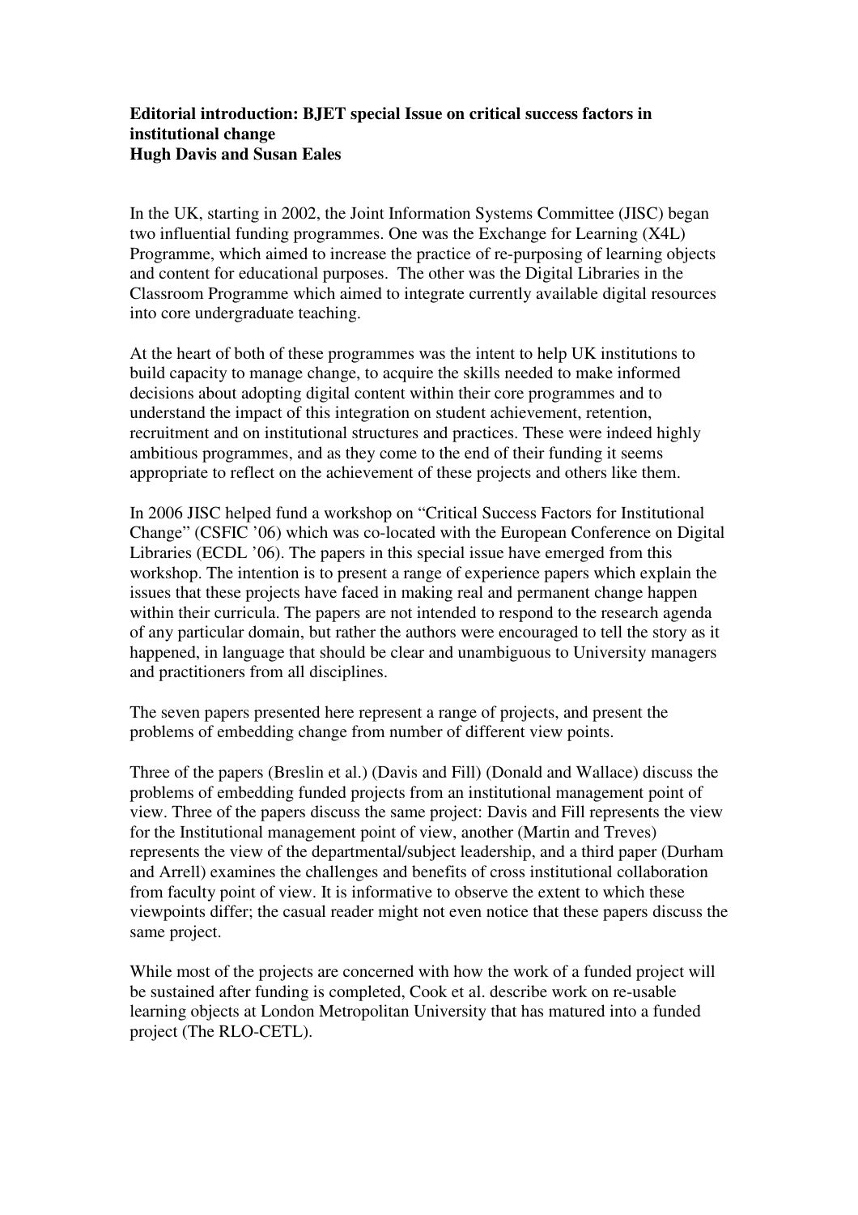**Editorial introduction: BJET special Issue on critical success factors in institutional change**
**Hugh Davis and Susan Eales**

In the UK, starting in 2002, the Joint Information Systems Committee (JISC) began two influential funding programmes. One was the Exchange for Learning (X4L) Programme, which aimed to increase the practice of re-purposing of learning objects and content for educational purposes. The other was the Digital Libraries in the Classroom Programme which aimed to integrate currently available digital resources into core undergraduate teaching.

At the heart of both of these programmes was the intent to help UK institutions to build capacity to manage change, to acquire the skills needed to make informed decisions about adopting digital content within their core programmes and to understand the impact of this integration on student achievement, retention, recruitment and on institutional structures and practices. These were indeed highly ambitious programmes, and as they come to the end of their funding it seems appropriate to reflect on the achievement of these projects and others like them.

In 2006 JISC helped fund a workshop on "Critical Success Factors for Institutional Change" (CSFIC '06) which was co-located with the European Conference on Digital Libraries (ECDL '06). The papers in this special issue have emerged from this workshop. The intention is to present a range of experience papers which explain the issues that these projects have faced in making real and permanent change happen within their curricula. The papers are not intended to respond to the research agenda of any particular domain, but rather the authors were encouraged to tell the story as it happened, in language that should be clear and unambiguous to University managers and practitioners from all disciplines.

The seven papers presented here represent a range of projects, and present the problems of embedding change from number of different view points.

Three of the papers (Breslin et al.) (Davis and Fill) (Donald and Wallace) discuss the problems of embedding funded projects from an institutional management point of view. Three of the papers discuss the same project: Davis and Fill represents the view for the Institutional management point of view, another (Martin and Treves) represents the view of the departmental/subject leadership, and a third paper (Durham and Arrell) examines the challenges and benefits of cross institutional collaboration from faculty point of view. It is informative to observe the extent to which these viewpoints differ; the casual reader might not even notice that these papers discuss the same project.

While most of the projects are concerned with how the work of a funded project will be sustained after funding is completed, Cook et al. describe work on re-usable learning objects at London Metropolitan University that has matured into a funded project (The RLO-CETL).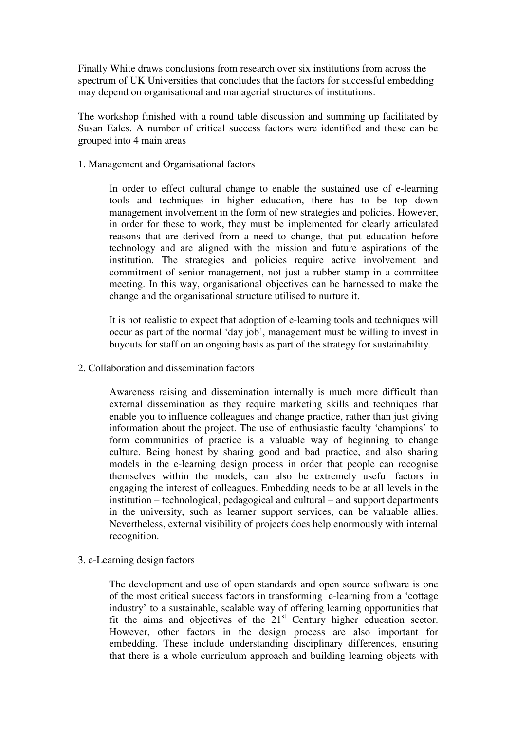Finally White draws conclusions from research over six institutions from across the spectrum of UK Universities that concludes that the factors for successful embedding may depend on organisational and managerial structures of institutions.

The workshop finished with a round table discussion and summing up facilitated by Susan Eales. A number of critical success factors were identified and these can be grouped into 4 main areas

1. Management and Organisational factors

    In order to effect cultural change to enable the sustained use of e-learning tools and techniques in higher education, there has to be top down management involvement in the form of new strategies and policies. However, in order for these to work, they must be implemented for clearly articulated reasons that are derived from a need to change, that put education before technology and are aligned with the mission and future aspirations of the institution. The strategies and policies require active involvement and commitment of senior management, not just a rubber stamp in a committee meeting. In this way, organisational objectives can be harnessed to make the change and the organisational structure utilised to nurture it.

    It is not realistic to expect that adoption of e-learning tools and techniques will occur as part of the normal 'day job', management must be willing to invest in buyouts for staff on an ongoing basis as part of the strategy for sustainability.

2. Collaboration and dissemination factors

    Awareness raising and dissemination internally is much more difficult than external dissemination as they require marketing skills and techniques that enable you to influence colleagues and change practice, rather than just giving information about the project. The use of enthusiastic faculty 'champions' to form communities of practice is a valuable way of beginning to change culture. Being honest by sharing good and bad practice, and also sharing models in the e-learning design process in order that people can recognise themselves within the models, can also be extremely useful factors in engaging the interest of colleagues. Embedding needs to be at all levels in the institution – technological, pedagogical and cultural – and support departments in the university, such as learner support services, can be valuable allies. Nevertheless, external visibility of projects does help enormously with internal recognition.

3. e-Learning design factors

    The development and use of open standards and open source software is one of the most critical success factors in transforming e-learning from a 'cottage industry' to a sustainable, scalable way of offering learning opportunities that fit the aims and objectives of the 21st Century higher education sector. However, other factors in the design process are also important for embedding. These include understanding disciplinary differences, ensuring that there is a whole curriculum approach and building learning objects with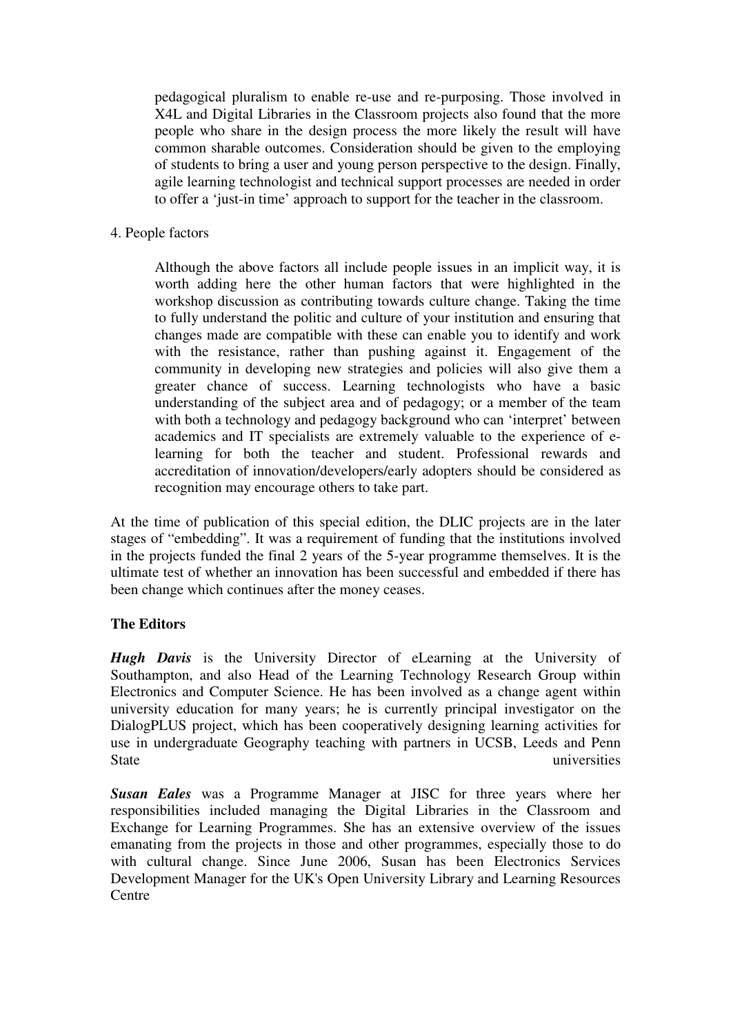pedagogical pluralism to enable re-use and re-purposing. Those involved in X4L and Digital Libraries in the Classroom projects also found that the more people who share in the design process the more likely the result will have common sharable outcomes. Consideration should be given to the employing of students to bring a user and young person perspective to the design. Finally, agile learning technologist and technical support processes are needed in order to offer a 'just-in time' approach to support for the teacher in the classroom.

4. People factors

Although the above factors all include people issues in an implicit way, it is worth adding here the other human factors that were highlighted in the workshop discussion as contributing towards culture change. Taking the time to fully understand the politic and culture of your institution and ensuring that changes made are compatible with these can enable you to identify and work with the resistance, rather than pushing against it. Engagement of the community in developing new strategies and policies will also give them a greater chance of success. Learning technologists who have a basic understanding of the subject area and of pedagogy; or a member of the team with both a technology and pedagogy background who can 'interpret' between academics and IT specialists are extremely valuable to the experience of e-learning for both the teacher and student. Professional rewards and accreditation of innovation/developers/early adopters should be considered as recognition may encourage others to take part.

At the time of publication of this special edition, the DLIC projects are in the later stages of "embedding". It was a requirement of funding that the institutions involved in the projects funded the final 2 years of the 5-year programme themselves. It is the ultimate test of whether an innovation has been successful and embedded if there has been change which continues after the money ceases.

**The Editors**

***Hugh Davis*** is the University Director of eLearning at the University of Southampton, and also Head of the Learning Technology Research Group within Electronics and Computer Science. He has been involved as a change agent within university education for many years; he is currently principal investigator on the DialogPLUS project, which has been cooperatively designing learning activities for use in undergraduate Geography teaching with partners in UCSB, Leeds and Penn State universities

***Susan Eales*** was a Programme Manager at JISC for three years where her responsibilities included managing the Digital Libraries in the Classroom and Exchange for Learning Programmes. She has an extensive overview of the issues emanating from the projects in those and other programmes, especially those to do with cultural change. Since June 2006, Susan has been Electronics Services Development Manager for the UK's Open University Library and Learning Resources Centre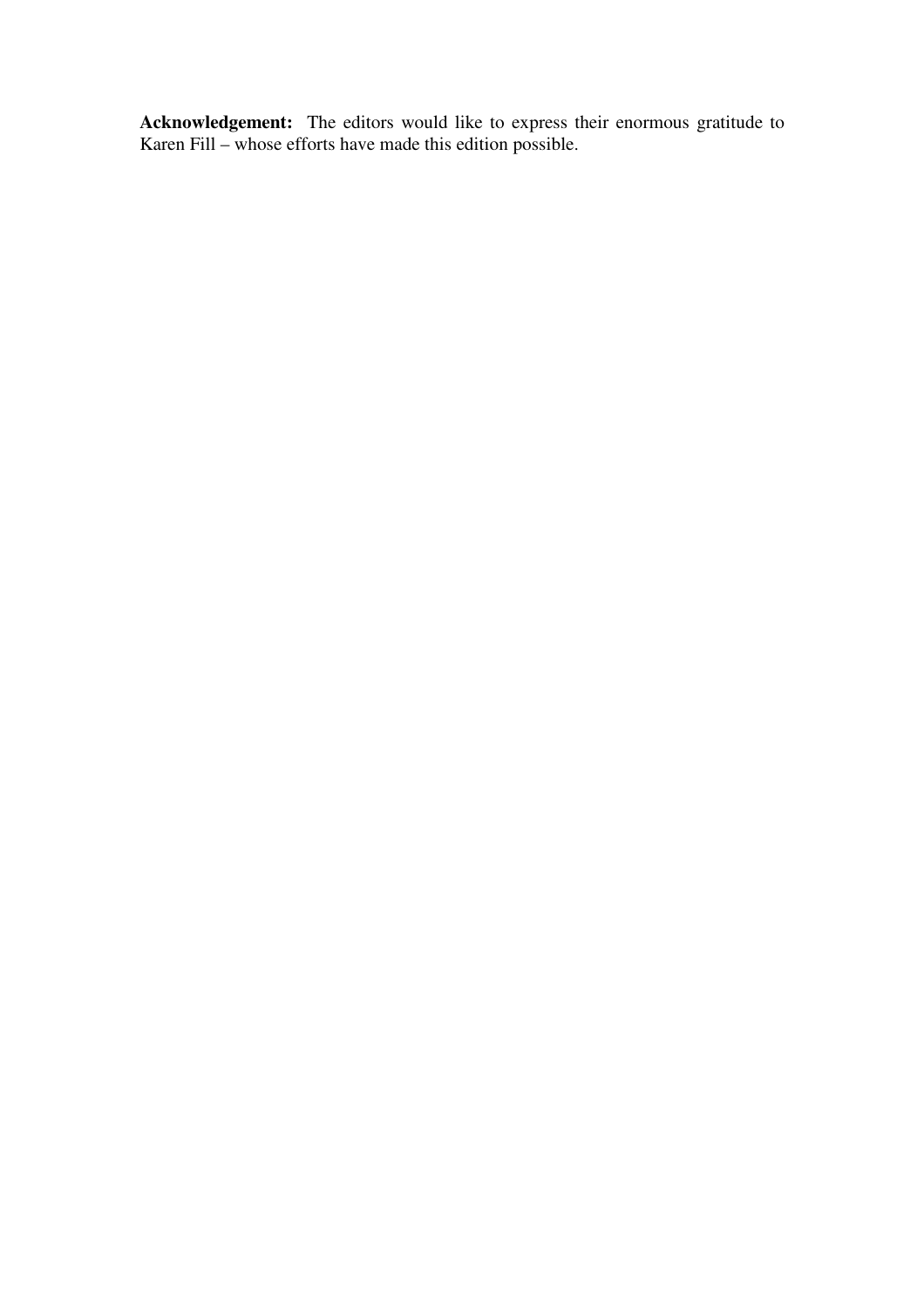**Acknowledgement:** The editors would like to express their enormous gratitude to Karen Fill – whose efforts have made this edition possible.